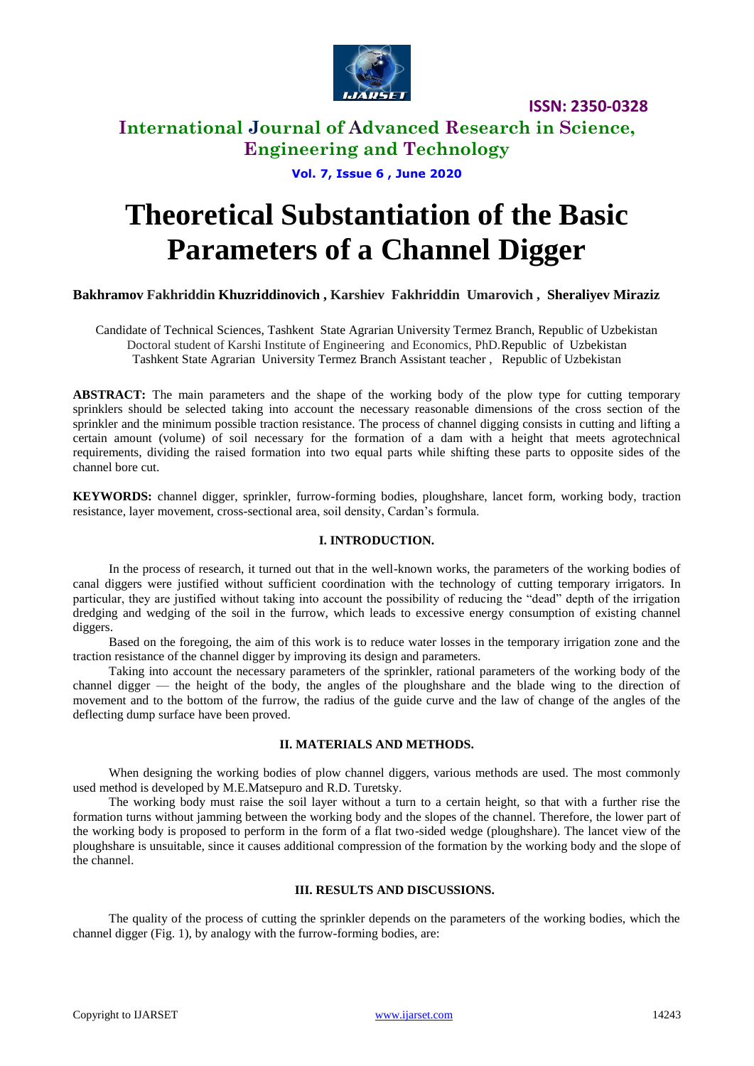# Theoretical Substantiation of the Basic Parameters of a Channel Digger

**Bakhramov Fakhriddin Khuzriddinovich , Karshiev Fakhriddin Umarovich , Sheraliyev Miraziz**

Candidate of Technical Sciences, Tashkent State Agrarian University Termez Branch, Republic of Uzbekistan
Doctoral student of Karshi Institute of Engineering and Economics, PhD.Republic of Uzbekistan
Tashkent State Agrarian University Termez Branch Assistant teacher , Republic of Uzbekistan

**ABSTRACT:** The main parameters and the shape of the working body of the plow type for cutting temporary sprinklers should be selected taking into account the necessary reasonable dimensions of the cross section of the sprinkler and the minimum possible traction resistance. The process of channel digging consists in cutting and lifting a certain amount (volume) of soil necessary for the formation of a dam with a height that meets agrotechnical requirements, dividing the raised formation into two equal parts while shifting these parts to opposite sides of the channel bore cut.

**KEYWORDS:** channel digger, sprinkler, furrow-forming bodies, ploughshare, lancet form, working body, traction resistance, layer movement, cross-sectional area, soil density, Cardan's formula.

## I. INTRODUCTION.

In the process of research, it turned out that in the well-known works, the parameters of the working bodies of canal diggers were justified without sufficient coordination with the technology of cutting temporary irrigators. In particular, they are justified without taking into account the possibility of reducing the "dead" depth of the irrigation dredging and wedging of the soil in the furrow, which leads to excessive energy consumption of existing channel diggers.

Based on the foregoing, the aim of this work is to reduce water losses in the temporary irrigation zone and the traction resistance of the channel digger by improving its design and parameters.

Taking into account the necessary parameters of the sprinkler, rational parameters of the working body of the channel digger — the height of the body, the angles of the ploughshare and the blade wing to the direction of movement and to the bottom of the furrow, the radius of the guide curve and the law of change of the angles of the deflecting dump surface have been proved.

## II. MATERIALS AND METHODS.

When designing the working bodies of plow channel diggers, various methods are used. The most commonly used method is developed by M.E.Matsepuro and R.D. Turetsky.

The working body must raise the soil layer without a turn to a certain height, so that with a further rise the formation turns without jamming between the working body and the slopes of the channel. Therefore, the lower part of the working body is proposed to perform in the form of a flat two-sided wedge (ploughshare). The lancet view of the ploughshare is unsuitable, since it causes additional compression of the formation by the working body and the slope of the channel.

## III. RESULTS AND DISCUSSIONS.

The quality of the process of cutting the sprinkler depends on the parameters of the working bodies, which the channel digger (Fig. 1), by analogy with the furrow-forming bodies, are: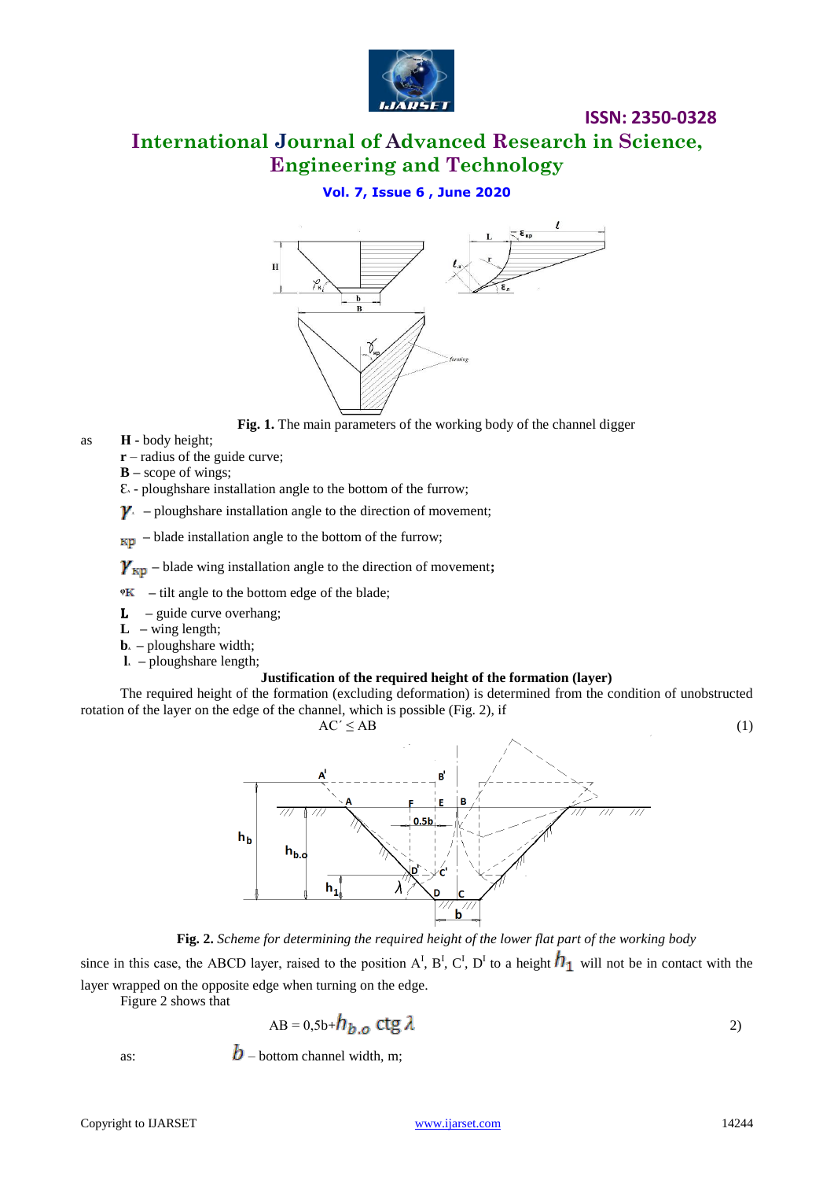**Fig. 1.** The main parameters of the working body of the channel digger

as **H -** body height;

**r** – radius of the guide curve;

**B** – scope of wings;

$\varepsilon_л$ - ploughshare installation angle to the bottom of the furrow;

$\gamma_л$ – ploughshare installation angle to the direction of movement;

$\varepsilon_{кр}$ – blade installation angle to the bottom of the furrow;

$\gamma_{кр}$ – blade wing installation angle to the direction of movement**;**

$\varphi_К$ – tilt angle to the bottom edge of the blade;

**L** – guide curve overhang;

**L** – wing length;

$b_л$ – ploughshare width;

$l_л$ – ploughshare length;

**Justification of the required height of the formation (layer)**

The required height of the formation (excluding deformation) is determined from the condition of unobstructed rotation of the layer on the edge of the channel, which is possible (Fig. 2), if

$$AC' \leq AB \tag{1}$$

**Fig. 2.** *Scheme for determining the required height of the lower flat part of the working body*

since in this case, the ABCD layer, raised to the position A[I], B[I], C[I], D[I] to a height $h_1$ will not be in contact with the layer wrapped on the opposite edge when turning on the edge.

Figure 2 shows that

$$AB = 0{,}5b + h_{b.o}\ \mathrm{ctg}\,\lambda \tag{2}$$

as: $b$ – bottom channel width, m;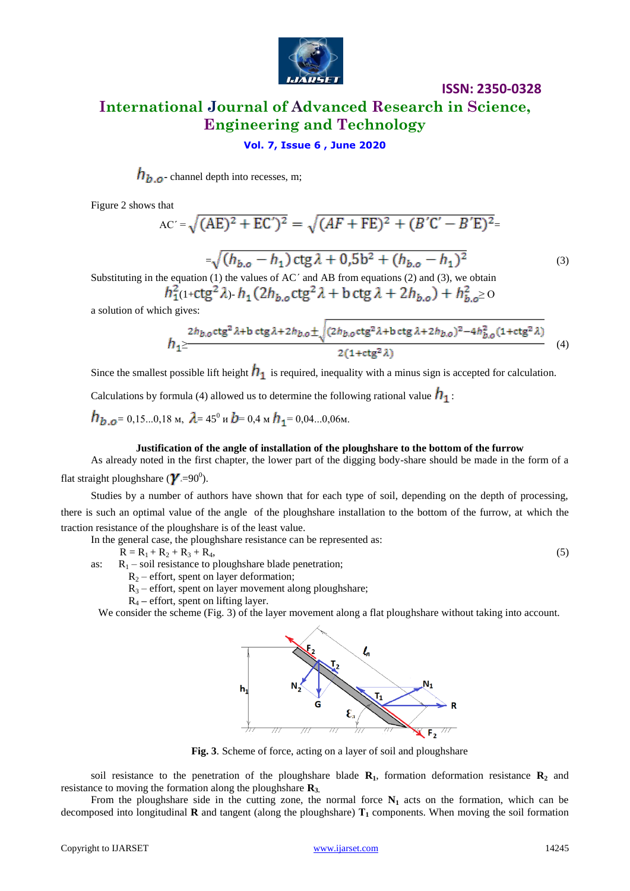$h_{b.o}$- channel depth into recesses, m;

Figure 2 shows that

$$AC' = \sqrt{(AE)^2 + EC')^2} = \sqrt{(AF + FE)^2 + (B'C' - B'E)^2} =$$

$$= \sqrt{(h_{b.o} - h_1)\,\text{ctg}\,\lambda + 0{,}5b^2 + (h_{b.o} - h_1)^2} \tag{3}$$

Substituting in the equation (1) the values of AC′ and AB from equations (2) and (3), we obtain

$$h_1^2(1+\text{ctg}^2\lambda) - h_1(2h_{b.o}\text{ctg}^2\lambda + b\,\text{ctg}\,\lambda + 2h_{b.o}) + h_{b.o}^2 \geq 0$$

a solution of which gives:

$$h_1 \geq \frac{2h_{b.o}\text{ctg}^2\lambda + b\,\text{ctg}\,\lambda + 2h_{b.o} \pm \sqrt{(2h_{b.o}\text{ctg}^2\lambda + b\,\text{ctg}\,\lambda + 2h_{b.o})^2 - 4h_{b.o}^2(1+\text{ctg}^2\lambda)}}{2(1+\text{ctg}^2\lambda)} \tag{4}$$

Since the smallest possible lift height $h_1$ is required, inequality with a minus sign is accepted for calculation.

Calculations by formula (4) allowed us to determine the following rational value $h_1$:

$h_{b.o}$= 0,15...0,18 м, $\lambda$= 45$^0$ и $b$= 0,4 м $h_1$= 0,04...0,06м.

**Justification of the angle of installation of the ploughshare to the bottom of the furrow**

As already noted in the first chapter, the lower part of the digging body-share should be made in the form of a flat straight ploughshare ($\gamma$.=90$^0$).

Studies by a number of authors have shown that for each type of soil, depending on the depth of processing, there is such an optimal value of the angle of the ploughshare installation to the bottom of the furrow, at which the traction resistance of the ploughshare is of the least value.

In the general case, the ploughshare resistance can be represented as:

$$R = R_1 + R_2 + R_3 + R_4, \tag{5}$$

as: $R_1$ – soil resistance to ploughshare blade penetration;
$R_2$ – effort, spent on layer deformation;
$R_3$ – effort, spent on layer movement along ploughshare;
$R_4$ – effort, spent on lifting layer.

We consider the scheme (Fig. 3) of the layer movement along a flat ploughshare without taking into account.

**Fig. 3**. Scheme of force, acting on a layer of soil and ploughshare

soil resistance to the penetration of the ploughshare blade $\mathbf{R_1}$, formation deformation resistance $\mathbf{R_2}$ and resistance to moving the formation along the ploughshare $\mathbf{R_3}$.

From the ploughshare side in the cutting zone, the normal force $\mathbf{N_1}$ acts on the formation, which can be decomposed into longitudinal $\mathbf{R}$ and tangent (along the ploughshare) $\mathbf{T_1}$ components. When moving the soil formation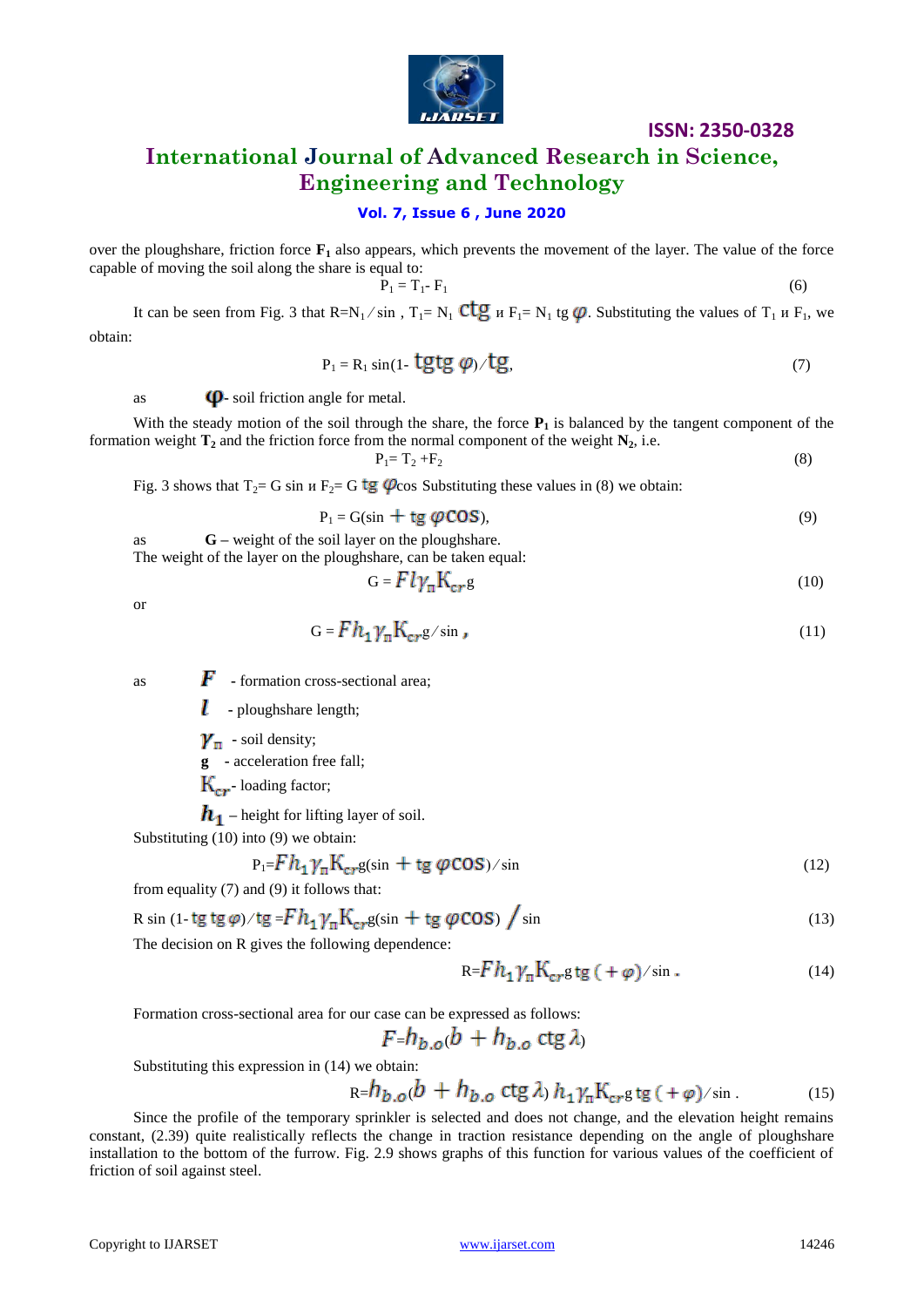over the ploughshare, friction force $\mathbf{F_1}$ also appears, which prevents the movement of the layer. The value of the force capable of moving the soil along the share is equal to:

$$P_1 = T_1 - F_1 \tag{6}$$

It can be seen from Fig. 3 that $R = N_1 / \sin$ , $T_1 = N_1 \text{ ctg}$ и $F_1 = N_1 \text{ tg } \varphi$. Substituting the values of $T_1$ и $F_1$, we obtain:

$$P_1 = R_1 \sin(1 - \text{tgtg } \varphi)/\text{tg}, \tag{7}$$

as $\varphi$ - soil friction angle for metal.

With the steady motion of the soil through the share, the force $\mathbf{P_1}$ is balanced by the tangent component of the formation weight $\mathbf{T_2}$ and the friction force from the normal component of the weight $\mathbf{N_2}$, i.e.

$$P_1 = T_2 + F_2 \tag{8}$$

Fig. 3 shows that $T_2 = G \sin$ и $F_2 = G \text{ tg } \varphi \cos$ Substituting these values in (8) we obtain:

$$P_1 = G(\sin + \text{tg } \varphi \cos), \tag{9}$$

as **G** – weight of the soil layer on the ploughshare.
The weight of the layer on the ploughshare, can be taken equal:

$$G = F l \gamma_п K_{cr} g \tag{10}$$

or

$$G = F h_1 \gamma_п K_{cr} g / \sin, \tag{11}$$

as $F$ - formation cross-sectional area;

$l$ - ploughshare length;

$\gamma_п$ - soil density;

**g** - acceleration free fall;

$K_{cr}$ - loading factor;

$h_1$ – height for lifting layer of soil.

Substituting (10) into (9) we obtain:

$$P_1 = F h_1 \gamma_п K_{cr} g(\sin + \text{tg } \varphi \cos)/\sin \tag{12}$$

from equality (7) and (9) it follows that:

$$R \sin(1 - \text{tg tg } \varphi)/\text{tg} = F h_1 \gamma_п K_{cr} g(\sin + \text{tg } \varphi \cos) / \sin \tag{13}$$

The decision on R gives the following dependence:

$$R = F h_1 \gamma_п K_{cr} g \text{ tg } (+\varphi)/\sin. \tag{14}$$

Formation cross-sectional area for our case can be expressed as follows:

$$F = h_{b.o}(b + h_{b.o} \text{ ctg } \lambda)$$

Substituting this expression in (14) we obtain:

$$R = h_{b.o}(b + h_{b.o} \text{ ctg } \lambda) h_1 \gamma_п K_{cr} g \text{ tg } (+\varphi)/\sin. \tag{15}$$

Since the profile of the temporary sprinkler is selected and does not change, and the elevation height remains constant, (2.39) quite realistically reflects the change in traction resistance depending on the angle of ploughshare installation to the bottom of the furrow. Fig. 2.9 shows graphs of this function for various values of the coefficient of friction of soil against steel.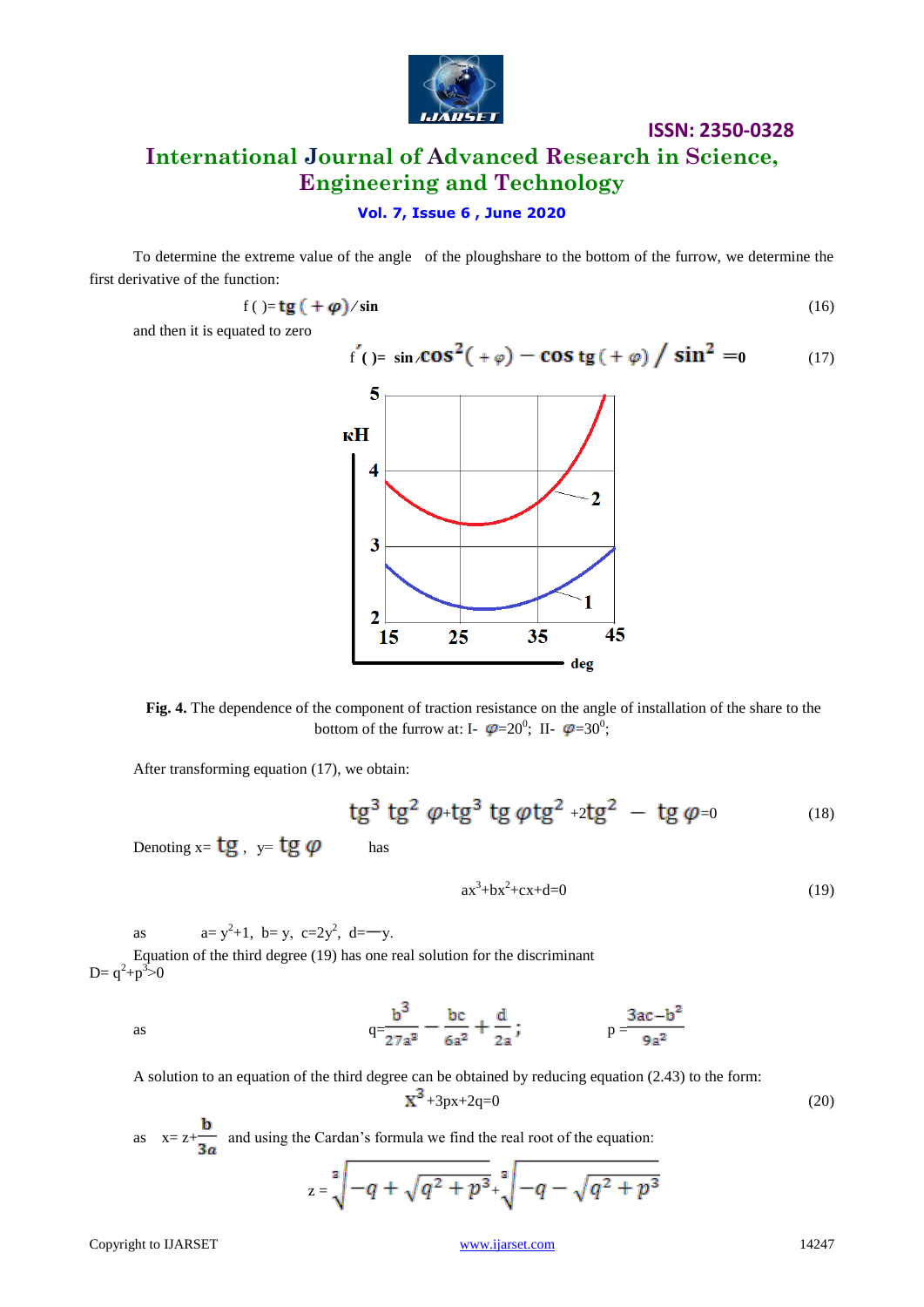To determine the extreme value of the angle of the ploughshare to the bottom of the furrow, we determine the first derivative of the function:

$$f(\ ) = \mathrm{tg}(\ +\varphi)/\sin \tag{16}$$

and then it is equated to zero

$$f'(\ ) = \sin/\cos^2(\ +\varphi) - \cos\,\mathrm{tg}(\ +\varphi)\,/\,\sin^2 = 0 \tag{17}$$

Fig. 4. The dependence of the component of traction resistance on the angle of installation of the share to the bottom of the furrow at: I- $\varphi=20^0$; II- $\varphi=30^0$;

After transforming equation (17), we obtain:

$$\mathrm{tg}^3\ \mathrm{tg}^2\ \varphi + \mathrm{tg}^3\ \mathrm{tg}\,\varphi\,\mathrm{tg}^2 + 2\mathrm{tg}^2\ - \mathrm{tg}\,\varphi = 0 \tag{18}$$

Denoting x= $\mathrm{tg}$ , y= $\mathrm{tg}\,\varphi$ has

$$ax^3+bx^2+cx+d=0 \tag{19}$$

as a= $y^2+1$, b= y, c=$2y^2$, d=—y.

Equation of the third degree (19) has one real solution for the discriminant D= $q^2+p^3>0$

as
$$q=\frac{b^3}{27a^3}-\frac{bc}{6a^2}+\frac{d}{2a}; \qquad p=\frac{3ac-b^2}{9a^2}$$

A solution to an equation of the third degree can be obtained by reducing equation (2.43) to the form:

$$x^3+3px+2q=0 \tag{20}$$

as $x= z+\frac{b}{3a}$ and using the Cardan's formula we find the real root of the equation:

$$z=\sqrt[3]{-q+\sqrt{q^2+p^3}}+\sqrt[3]{-q-\sqrt{q^2+p^3}}$$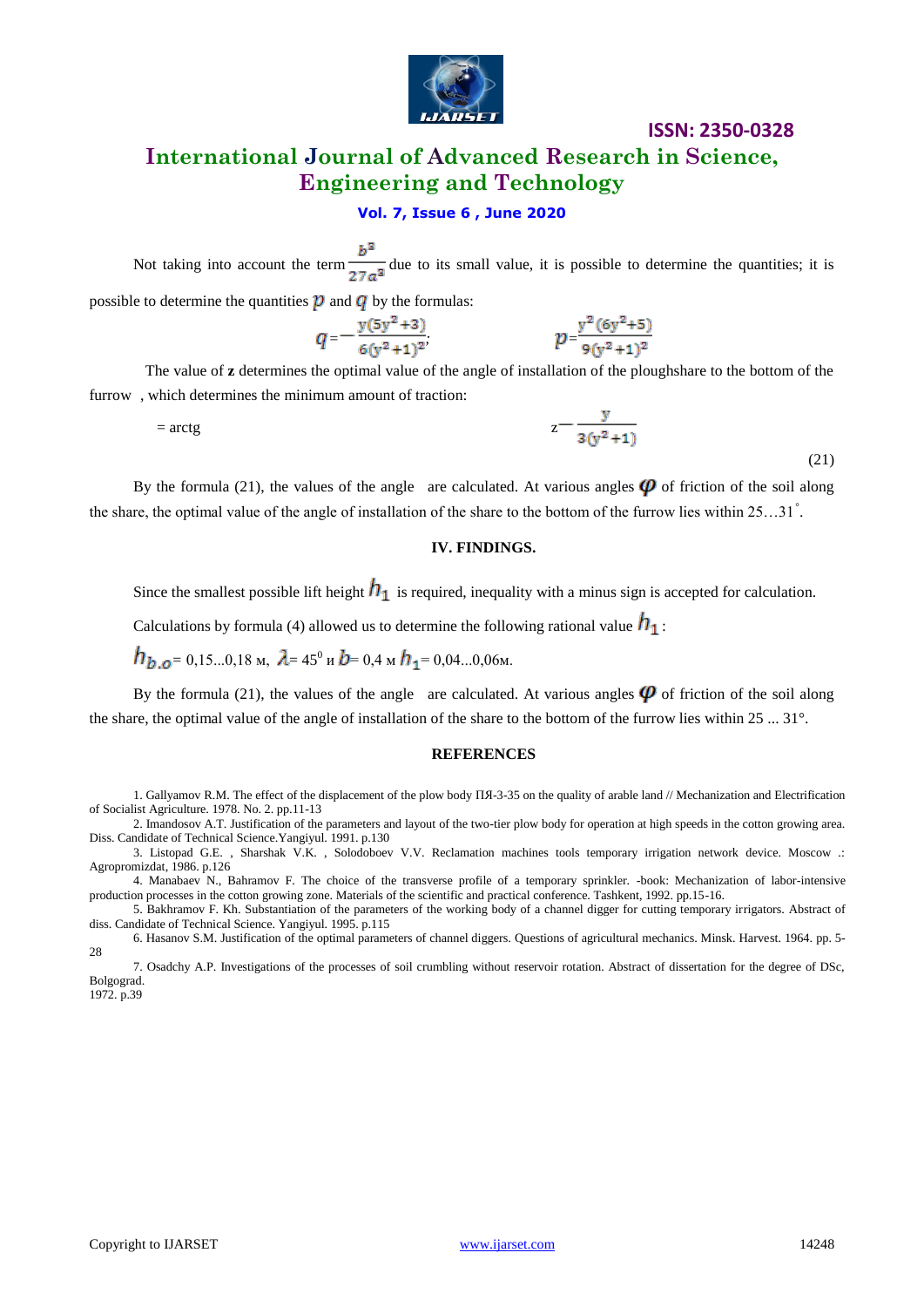Not taking into account the term $\frac{b^3}{27a^3}$ due to its small value, it is possible to determine the quantities; it is possible to determine the quantities $p$ and $q$ by the formulas:

$$q = -\frac{y(5y^2+3)}{6(y^2+1)^2}; \qquad p = \frac{y^2(6y^2+5)}{9(y^2+1)^2}$$

The value of **z** determines the optimal value of the angle of installation of the ploughshare to the bottom of the furrow , which determines the minimum amount of traction:

$$= \text{arctg} \qquad z - \frac{y}{3(y^2+1)} \tag{21}$$

By the formula (21), the values of the angle are calculated. At various angles $\varphi$ of friction of the soil along the share, the optimal value of the angle of installation of the share to the bottom of the furrow lies within 25…31˚.

## IV. FINDINGS.

Since the smallest possible lift height $h_1$ is required, inequality with a minus sign is accepted for calculation.

Calculations by formula (4) allowed us to determine the following rational value $h_1$:

$h_{b.o}$= 0,15...0,18 м, $\lambda$= 45⁰ и $b$= 0,4 м $h_1$= 0,04...0,06м.

By the formula (21), the values of the angle are calculated. At various angles $\varphi$ of friction of the soil along the share, the optimal value of the angle of installation of the share to the bottom of the furrow lies within 25 ... 31°.

## REFERENCES

1. Gallyamov R.M. The effect of the displacement of the plow body ПЯ-3-35 on the quality of arable land // Mechanization and Electrification of Socialist Agriculture. 1978. No. 2. pp.11-13
2. Imandosov A.T. Justification of the parameters and layout of the two-tier plow body for operation at high speeds in the cotton growing area. Diss. Candidate of Technical Science.Yangiyul. 1991. p.130
3. Listopad G.E. , Sharshak V.K. , Solodoboev V.V. Reclamation machines tools temporary irrigation network device. Moscow .: Agropromizdat, 1986. p.126
4. Manabaev N., Bahramov F. The choice of the transverse profile of a temporary sprinkler. -book: Mechanization of labor-intensive production processes in the cotton growing zone. Materials of the scientific and practical conference. Tashkent, 1992. pp.15-16.
5. Bakhramov F. Kh. Substantiation of the parameters of the working body of a channel digger for cutting temporary irrigators. Abstract of diss. Candidate of Technical Science. Yangiyul. 1995. p.115
6. Hasanov S.M. Justification of the optimal parameters of channel diggers. Questions of agricultural mechanics. Minsk. Harvest. 1964. pp. 5-28
7. Osadchy A.P. Investigations of the processes of soil crumbling without reservoir rotation. Abstract of dissertation for the degree of DSc, Bolgograd.
1972. p.39